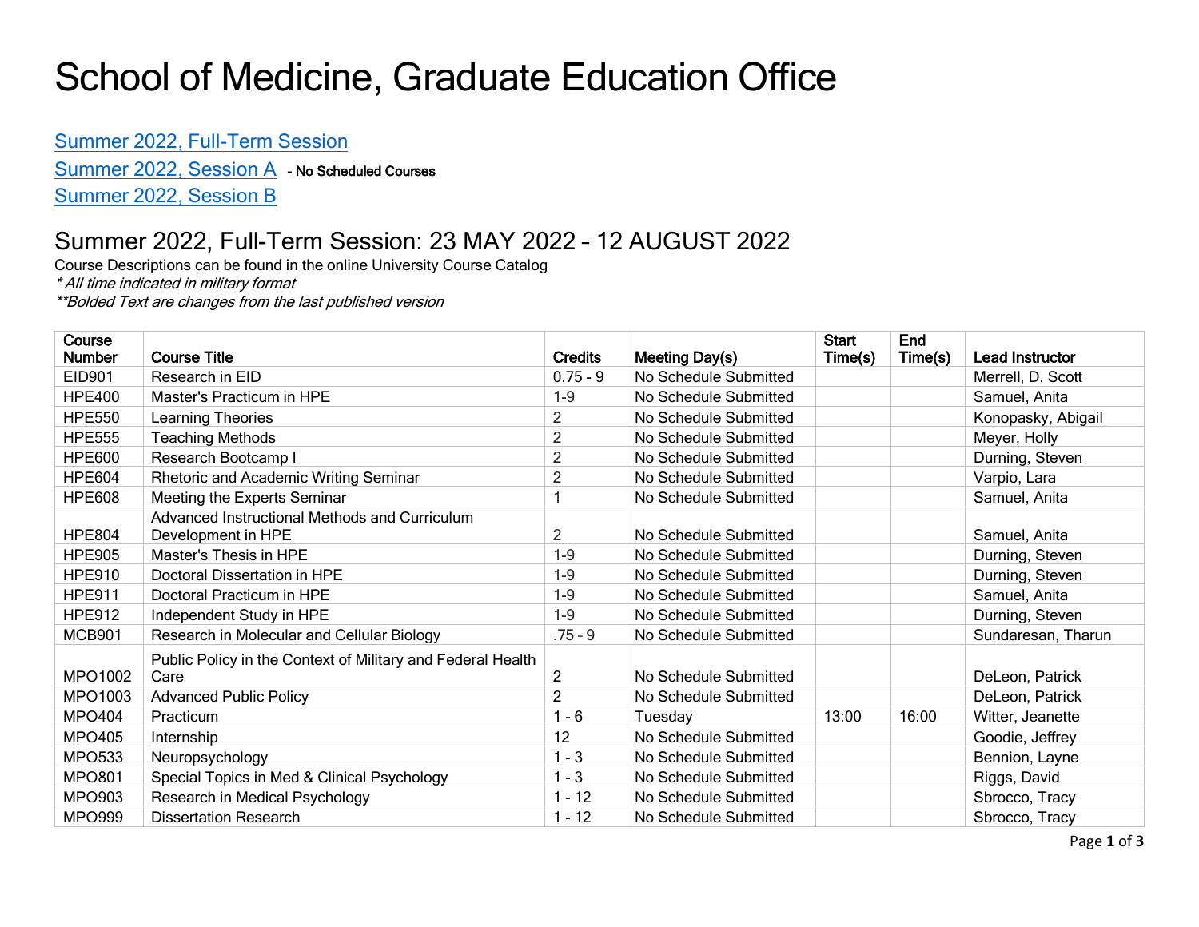# School of Medicine, Graduate Education Office

[Summer 2022, Full-Term Session](#)

[Summer 2022, Session A](#) **- No Scheduled Courses**

[Summer 2022, Session B](#)

## Summer 2022, Full-Term Session: 23 MAY 2022 – 12 AUGUST 2022

Course Descriptions can be found in the online University Course Catalog

*\* All time indicated in military format*

*\*\*Bolded Text are changes from the last published version*

| Course Number | Course Title | Credits | Meeting Day(s) | Start Time(s) | End Time(s) | Lead Instructor |
|---|---|---|---|---|---|---|
| EID901 | Research in EID | 0.75 - 9 | No Schedule Submitted | | | Merrell, D. Scott |
| HPE400 | Master's Practicum in HPE | 1-9 | No Schedule Submitted | | | Samuel, Anita |
| HPE550 | Learning Theories | 2 | No Schedule Submitted | | | Konopasky, Abigail |
| HPE555 | Teaching Methods | 2 | No Schedule Submitted | | | Meyer, Holly |
| HPE600 | Research Bootcamp I | 2 | No Schedule Submitted | | | Durning, Steven |
| HPE604 | Rhetoric and Academic Writing Seminar | 2 | No Schedule Submitted | | | Varpio, Lara |
| HPE608 | Meeting the Experts Seminar | 1 | No Schedule Submitted | | | Samuel, Anita |
| HPE804 | Advanced Instructional Methods and Curriculum Development in HPE | 2 | No Schedule Submitted | | | Samuel, Anita |
| HPE905 | Master's Thesis in HPE | 1-9 | No Schedule Submitted | | | Durning, Steven |
| HPE910 | Doctoral Dissertation in HPE | 1-9 | No Schedule Submitted | | | Durning, Steven |
| HPE911 | Doctoral Practicum in HPE | 1-9 | No Schedule Submitted | | | Samuel, Anita |
| HPE912 | Independent Study in HPE | 1-9 | No Schedule Submitted | | | Durning, Steven |
| MCB901 | Research in Molecular and Cellular Biology | .75 - 9 | No Schedule Submitted | | | Sundaresan, Tharun |
| MPO1002 | Public Policy in the Context of Military and Federal Health Care | 2 | No Schedule Submitted | | | DeLeon, Patrick |
| MPO1003 | Advanced Public Policy | 2 | No Schedule Submitted | | | DeLeon, Patrick |
| MPO404 | Practicum | 1 - 6 | Tuesday | 13:00 | 16:00 | Witter, Jeanette |
| MPO405 | Internship | 12 | No Schedule Submitted | | | Goodie, Jeffrey |
| MPO533 | Neuropsychology | 1 - 3 | No Schedule Submitted | | | Bennion, Layne |
| MPO801 | Special Topics in Med & Clinical Psychology | 1 - 3 | No Schedule Submitted | | | Riggs, David |
| MPO903 | Research in Medical Psychology | 1 - 12 | No Schedule Submitted | | | Sbrocco, Tracy |
| MPO999 | Dissertation Research | 1 - 12 | No Schedule Submitted | | | Sbrocco, Tracy |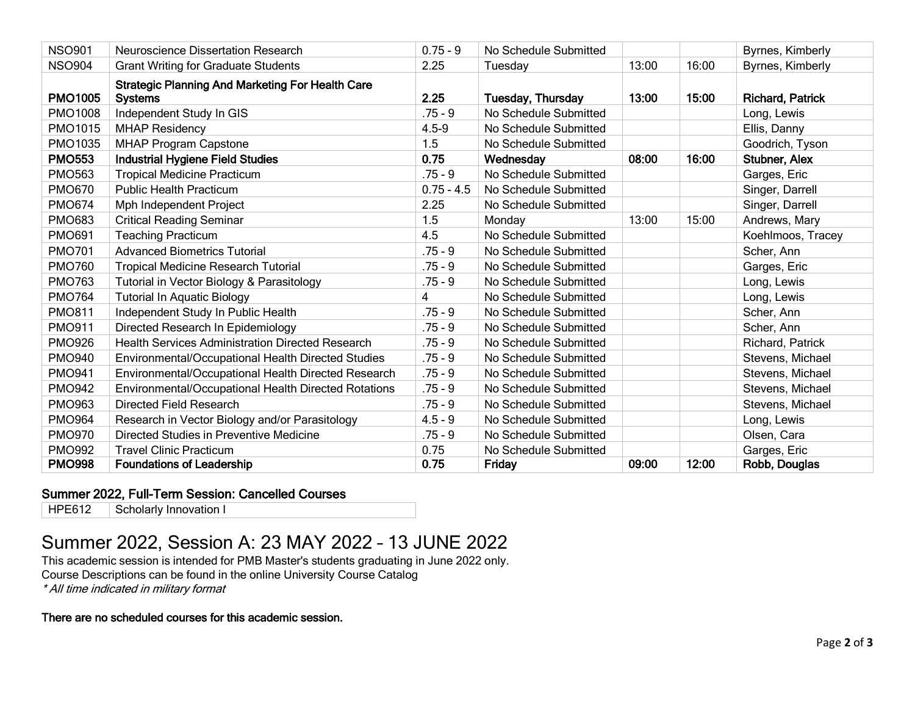| | | | | | | |
|---|---|---|---|---|---|---|
| NSO901 | Neuroscience Dissertation Research | 0.75 - 9 | No Schedule Submitted | | | Byrnes, Kimberly |
| NSO904 | Grant Writing for Graduate Students | 2.25 | Tuesday | 13:00 | 16:00 | Byrnes, Kimberly |
| **PMO1005** | **Strategic Planning And Marketing For Health Care Systems** | **2.25** | **Tuesday, Thursday** | **13:00** | **15:00** | **Richard, Patrick** |
| PMO1008 | Independent Study In GIS | .75 - 9 | No Schedule Submitted | | | Long, Lewis |
| PMO1015 | MHAP Residency | 4.5-9 | No Schedule Submitted | | | Ellis, Danny |
| PMO1035 | MHAP Program Capstone | 1.5 | No Schedule Submitted | | | Goodrich, Tyson |
| **PMO553** | **Industrial Hygiene Field Studies** | **0.75** | **Wednesday** | **08:00** | **16:00** | **Stubner, Alex** |
| PMO563 | Tropical Medicine Practicum | .75 - 9 | No Schedule Submitted | | | Garges, Eric |
| PMO670 | Public Health Practicum | 0.75 - 4.5 | No Schedule Submitted | | | Singer, Darrell |
| PMO674 | Mph Independent Project | 2.25 | No Schedule Submitted | | | Singer, Darrell |
| PMO683 | Critical Reading Seminar | 1.5 | Monday | 13:00 | 15:00 | Andrews, Mary |
| PMO691 | Teaching Practicum | 4.5 | No Schedule Submitted | | | Koehlmoos, Tracey |
| PMO701 | Advanced Biometrics Tutorial | .75 - 9 | No Schedule Submitted | | | Scher, Ann |
| PMO760 | Tropical Medicine Research Tutorial | .75 - 9 | No Schedule Submitted | | | Garges, Eric |
| PMO763 | Tutorial in Vector Biology & Parasitology | .75 - 9 | No Schedule Submitted | | | Long, Lewis |
| PMO764 | Tutorial In Aquatic Biology | 4 | No Schedule Submitted | | | Long, Lewis |
| PMO811 | Independent Study In Public Health | .75 - 9 | No Schedule Submitted | | | Scher, Ann |
| PMO911 | Directed Research In Epidemiology | .75 - 9 | No Schedule Submitted | | | Scher, Ann |
| PMO926 | Health Services Administration Directed Research | .75 - 9 | No Schedule Submitted | | | Richard, Patrick |
| PMO940 | Environmental/Occupational Health Directed Studies | .75 - 9 | No Schedule Submitted | | | Stevens, Michael |
| PMO941 | Environmental/Occupational Health Directed Research | .75 - 9 | No Schedule Submitted | | | Stevens, Michael |
| PMO942 | Environmental/Occupational Health Directed Rotations | .75 - 9 | No Schedule Submitted | | | Stevens, Michael |
| PMO963 | Directed Field Research | .75 - 9 | No Schedule Submitted | | | Stevens, Michael |
| PMO964 | Research in Vector Biology and/or Parasitology | 4.5 - 9 | No Schedule Submitted | | | Long, Lewis |
| PMO970 | Directed Studies in Preventive Medicine | .75 - 9 | No Schedule Submitted | | | Olsen, Cara |
| PMO992 | Travel Clinic Practicum | 0.75 | No Schedule Submitted | | | Garges, Eric |
| **PMO998** | **Foundations of Leadership** | **0.75** | **Friday** | **09:00** | **12:00** | **Robb, Douglas** |

### Summer 2022, Full-Term Session: Cancelled Courses

| | |
|---|---|
| HPE612 | Scholarly Innovation I |

# Summer 2022, Session A: 23 MAY 2022 – 13 JUNE 2022

This academic session is intended for PMB Master's students graduating in June 2022 only.
Course Descriptions can be found in the online University Course Catalog
*\* All time indicated in military format*

**There are no scheduled courses for this academic session.**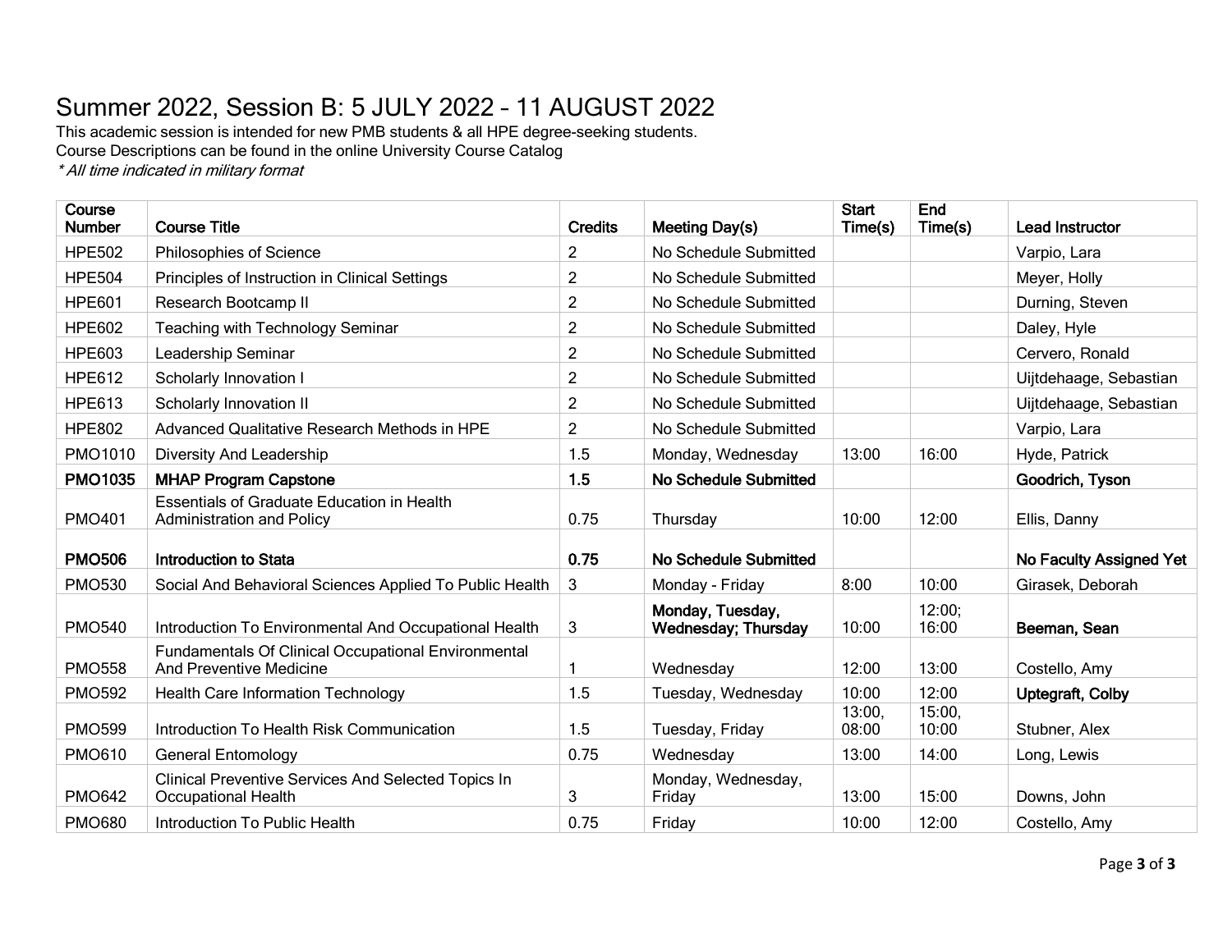# Summer 2022, Session B: 5 JULY 2022 – 11 AUGUST 2022

This academic session is intended for new PMB students & all HPE degree-seeking students.
Course Descriptions can be found in the online University Course Catalog
*\* All time indicated in military format*

| Course Number | Course Title | Credits | Meeting Day(s) | Start Time(s) | End Time(s) | Lead Instructor |
|---|---|---|---|---|---|---|
| HPE502 | Philosophies of Science | 2 | No Schedule Submitted | | | Varpio, Lara |
| HPE504 | Principles of Instruction in Clinical Settings | 2 | No Schedule Submitted | | | Meyer, Holly |
| HPE601 | Research Bootcamp II | 2 | No Schedule Submitted | | | Durning, Steven |
| HPE602 | Teaching with Technology Seminar | 2 | No Schedule Submitted | | | Daley, Hyle |
| HPE603 | Leadership Seminar | 2 | No Schedule Submitted | | | Cervero, Ronald |
| HPE612 | Scholarly Innovation I | 2 | No Schedule Submitted | | | Uijtdehaage, Sebastian |
| HPE613 | Scholarly Innovation II | 2 | No Schedule Submitted | | | Uijtdehaage, Sebastian |
| HPE802 | Advanced Qualitative Research Methods in HPE | 2 | No Schedule Submitted | | | Varpio, Lara |
| PMO1010 | Diversity And Leadership | 1.5 | Monday, Wednesday | 13:00 | 16:00 | Hyde, Patrick |
| **PMO1035** | **MHAP Program Capstone** | **1.5** | **No Schedule Submitted** | | | **Goodrich, Tyson** |
| PMO401 | Essentials of Graduate Education in Health Administration and Policy | 0.75 | Thursday | 10:00 | 12:00 | Ellis, Danny |
| **PMO506** | **Introduction to Stata** | **0.75** | **No Schedule Submitted** | | | **No Faculty Assigned Yet** |
| PMO530 | Social And Behavioral Sciences Applied To Public Health | 3 | Monday - Friday | 8:00 | 10:00 | Girasek, Deborah |
| PMO540 | Introduction To Environmental And Occupational Health | 3 | **Monday, Tuesday, Wednesday; Thursday** | 10:00 | 12:00; 16:00 | **Beeman, Sean** |
| PMO558 | Fundamentals Of Clinical Occupational Environmental And Preventive Medicine | 1 | Wednesday | 12:00 | 13:00 | Costello, Amy |
| PMO592 | Health Care Information Technology | 1.5 | Tuesday, Wednesday | 10:00 | 12:00 | **Uptegraft, Colby** |
| PMO599 | Introduction To Health Risk Communication | 1.5 | Tuesday, Friday | 13:00, 08:00 | 15:00, 10:00 | Stubner, Alex |
| PMO610 | General Entomology | 0.75 | Wednesday | 13:00 | 14:00 | Long, Lewis |
| PMO642 | Clinical Preventive Services And Selected Topics In Occupational Health | 3 | Monday, Wednesday, Friday | 13:00 | 15:00 | Downs, John |
| PMO680 | Introduction To Public Health | 0.75 | Friday | 10:00 | 12:00 | Costello, Amy |